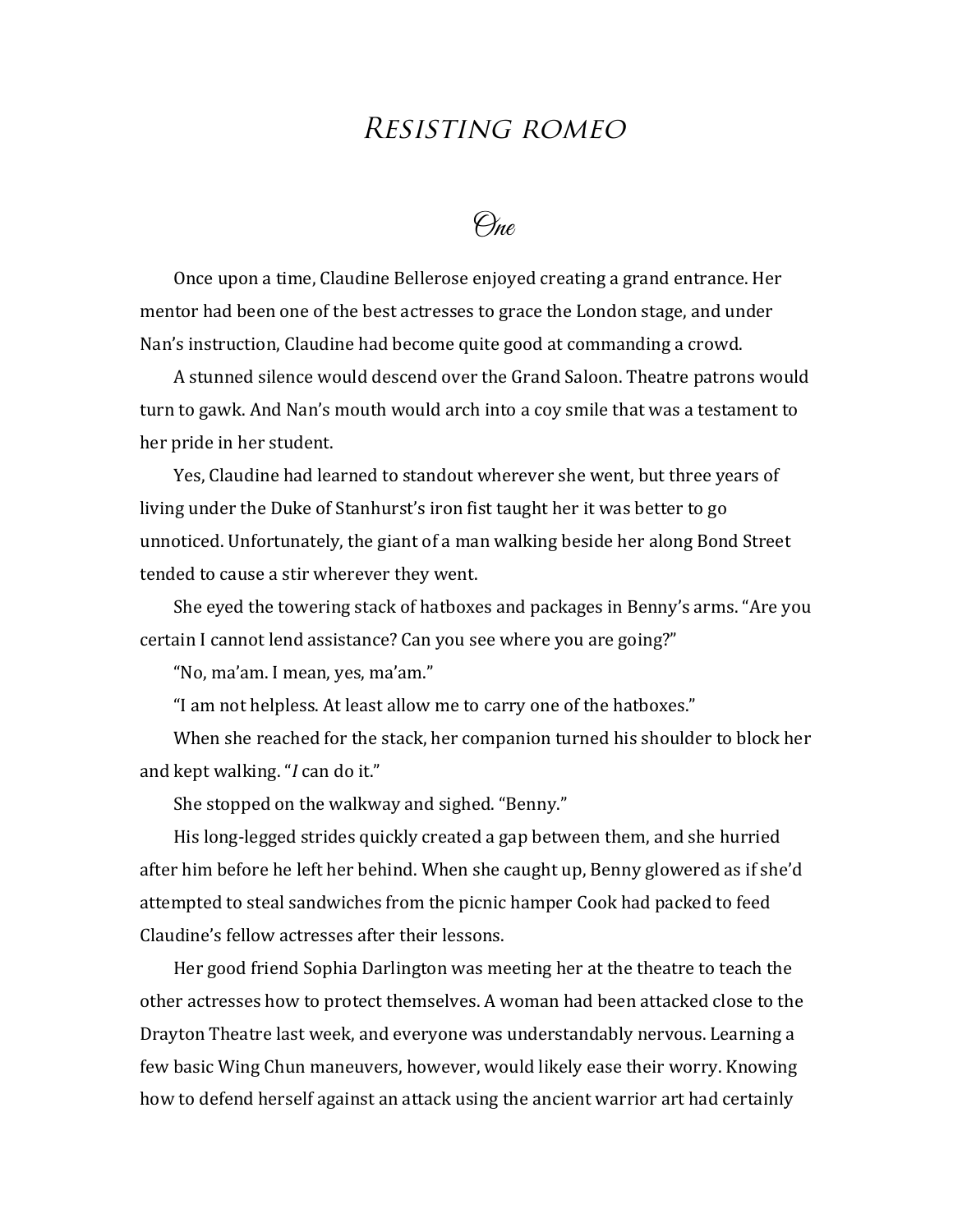# Resisting romeo

## One

Once upon a time, Claudine Bellerose enjoyed creating a grand entrance. Her mentor had been one of the best actresses to grace the London stage, and under Nan's instruction, Claudine had become quite good at commanding a crowd.

A stunned silence would descend over the Grand Saloon. Theatre patrons would turn to gawk. And Nan's mouth would arch into a coy smile that was a testament to her pride in her student.

Yes, Claudine had learned to standout wherever she went, but three years of living under the Duke of Stanhurst's iron fist taught her it was better to go unnoticed. Unfortunately, the giant of a man walking beside her along Bond Street tended to cause a stir wherever they went.

She eyed the towering stack of hatboxes and packages in Benny's arms. "Are you certain I cannot lend assistance? Can you see where you are going?"

"No, ma'am. I mean, yes, ma'am."

"I am not helpless. At least allow me to carry one of the hatboxes."

When she reached for the stack, her companion turned his shoulder to block her and kept walking. "*I* can do it."

She stopped on the walkway and sighed. "Benny."

His long-legged strides quickly created a gap between them, and she hurried after him before he left her behind. When she caught up, Benny glowered as if she'd attempted to steal sandwiches from the picnic hamper Cook had packed to feed Claudine's fellow actresses after their lessons.

Her good friend Sophia Darlington was meeting her at the theatre to teach the other actresses how to protect themselves. A woman had been attacked close to the Drayton Theatre last week, and everyone was understandably nervous. Learning a few basic Wing Chun maneuvers, however, would likely ease their worry. Knowing how to defend herself against an attack using the ancient warrior art had certainly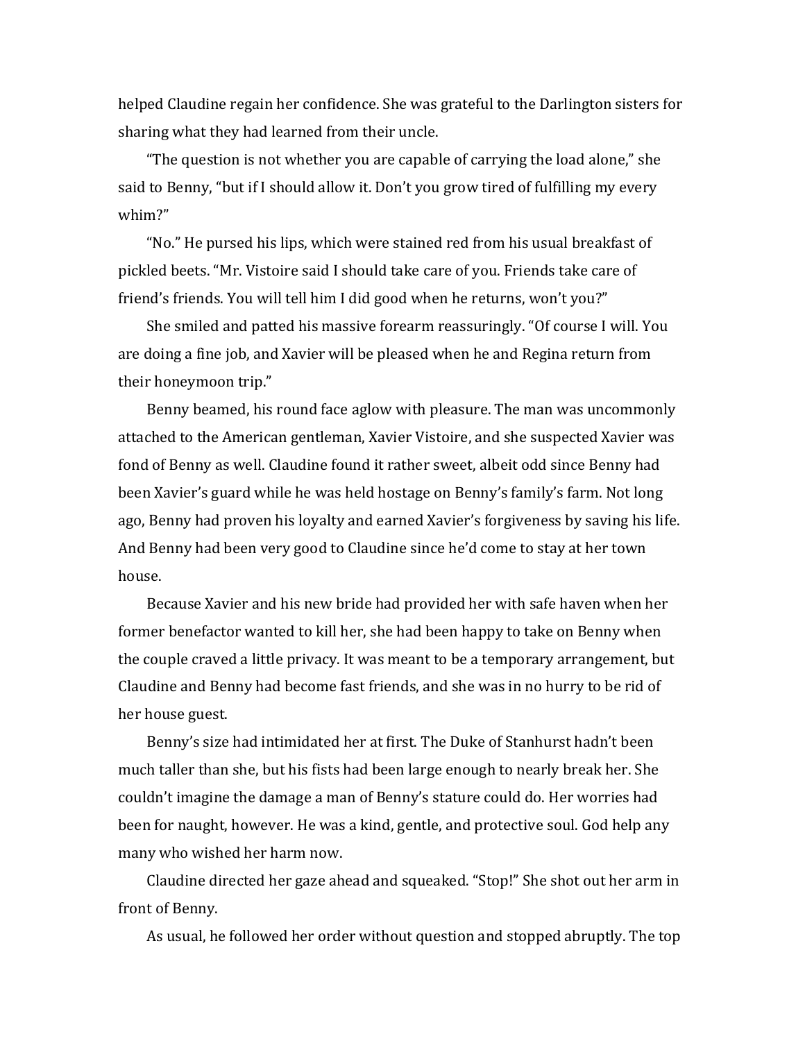helped Claudine regain her confidence. She was grateful to the Darlington sisters for sharing what they had learned from their uncle.

"The question is not whether you are capable of carrying the load alone," she said to Benny, "but if I should allow it. Don't you grow tired of fulfilling my every whim?"

"No." He pursed his lips, which were stained red from his usual breakfast of pickled beets. "Mr. Vistoire said I should take care of you. Friends take care of friend's friends. You will tell him I did good when he returns, won't you?"

She smiled and patted his massive forearm reassuringly. "Of course I will. You are doing a fine job, and Xavier will be pleased when he and Regina return from their honeymoon trip."

Benny beamed, his round face aglow with pleasure. The man was uncommonly attached to the American gentleman, Xavier Vistoire, and she suspected Xavier was fond of Benny as well. Claudine found it rather sweet, albeit odd since Benny had been Xavier's guard while he was held hostage on Benny's family's farm. Not long ago, Benny had proven his loyalty and earned Xavier's forgiveness by saving his life. And Benny had been very good to Claudine since he'd come to stay at her town house.

Because Xavier and his new bride had provided her with safe haven when her former benefactor wanted to kill her, she had been happy to take on Benny when the couple craved a little privacy. It was meant to be a temporary arrangement, but Claudine and Benny had become fast friends, and she was in no hurry to be rid of her house guest.

Benny's size had intimidated her at first. The Duke of Stanhurst hadn't been much taller than she, but his fists had been large enough to nearly break her. She couldn't imagine the damage a man of Benny's stature could do. Her worries had been for naught, however. He was a kind, gentle, and protective soul. God help any many who wished her harm now.

Claudine directed her gaze ahead and squeaked. "Stop!" She shot out her arm in front of Benny.

As usual, he followed her order without question and stopped abruptly. The top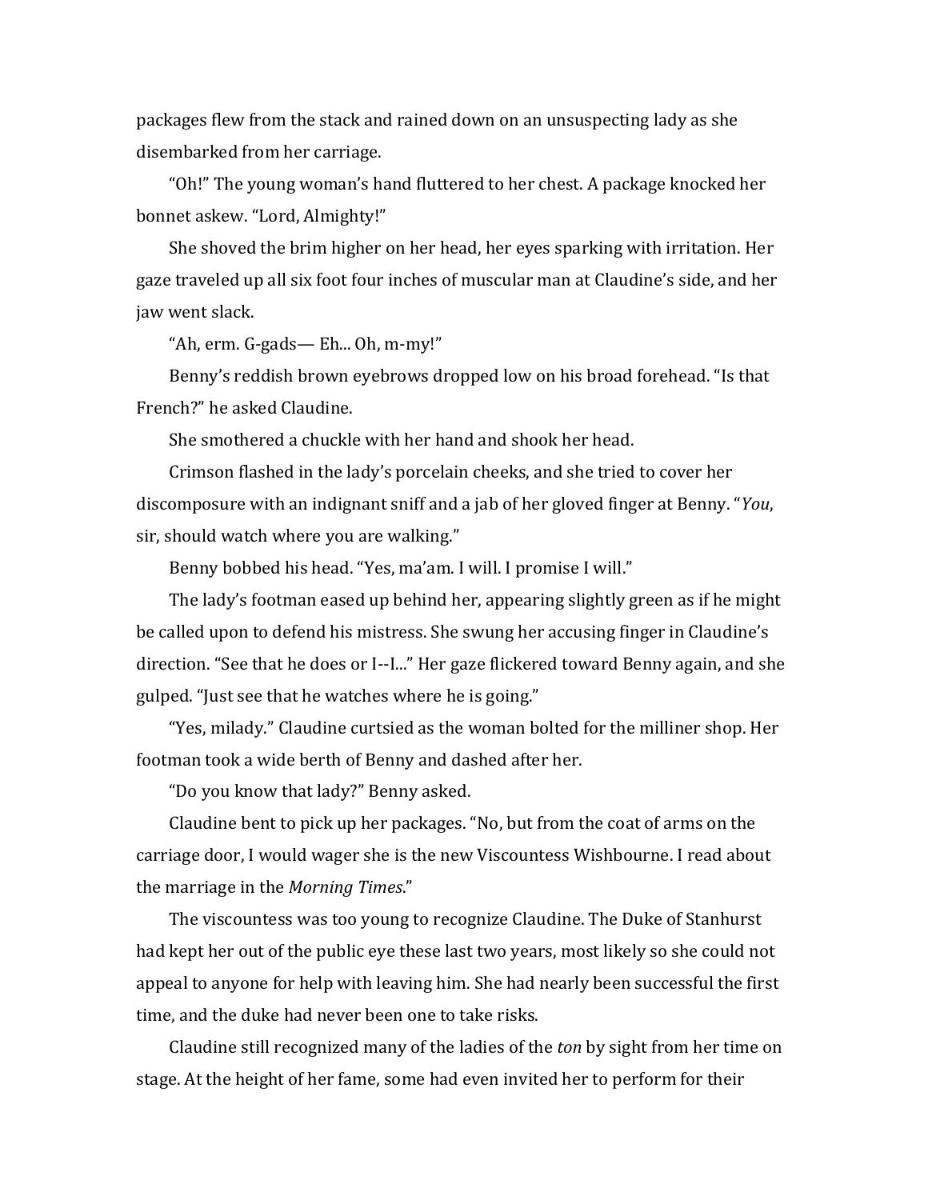packages flew from the stack and rained down on an unsuspecting lady as she disembarked from her carriage.

"Oh!" The young woman's hand fluttered to her chest. A package knocked her bonnet askew. "Lord, Almighty!"

She shoved the brim higher on her head, her eyes sparking with irritation. Her gaze traveled up all six foot four inches of muscular man at Claudine's side, and her jaw went slack.

"Ah, erm. G-gads— Eh... Oh, m-my!"

Benny's reddish brown eyebrows dropped low on his broad forehead. "Is that French?" he asked Claudine.

She smothered a chuckle with her hand and shook her head.

Crimson flashed in the lady's porcelain cheeks, and she tried to cover her discomposure with an indignant sniff and a jab of her gloved finger at Benny. "*You*, sir, should watch where you are walking."

Benny bobbed his head. "Yes, ma'am. I will. I promise I will."

The lady's footman eased up behind her, appearing slightly green as if he might be called upon to defend his mistress. She swung her accusing finger in Claudine's direction. "See that he does or I--I..." Her gaze flickered toward Benny again, and she gulped. "Just see that he watches where he is going."

"Yes, milady." Claudine curtsied as the woman bolted for the milliner shop. Her footman took a wide berth of Benny and dashed after her.

"Do you know that lady?" Benny asked.

Claudine bent to pick up her packages. "No, but from the coat of arms on the carriage door, I would wager she is the new Viscountess Wishbourne. I read about the marriage in the *Morning Times*."

The viscountess was too young to recognize Claudine. The Duke of Stanhurst had kept her out of the public eye these last two years, most likely so she could not appeal to anyone for help with leaving him. She had nearly been successful the first time, and the duke had never been one to take risks.

Claudine still recognized many of the ladies of the *ton* by sight from her time on stage. At the height of her fame, some had even invited her to perform for their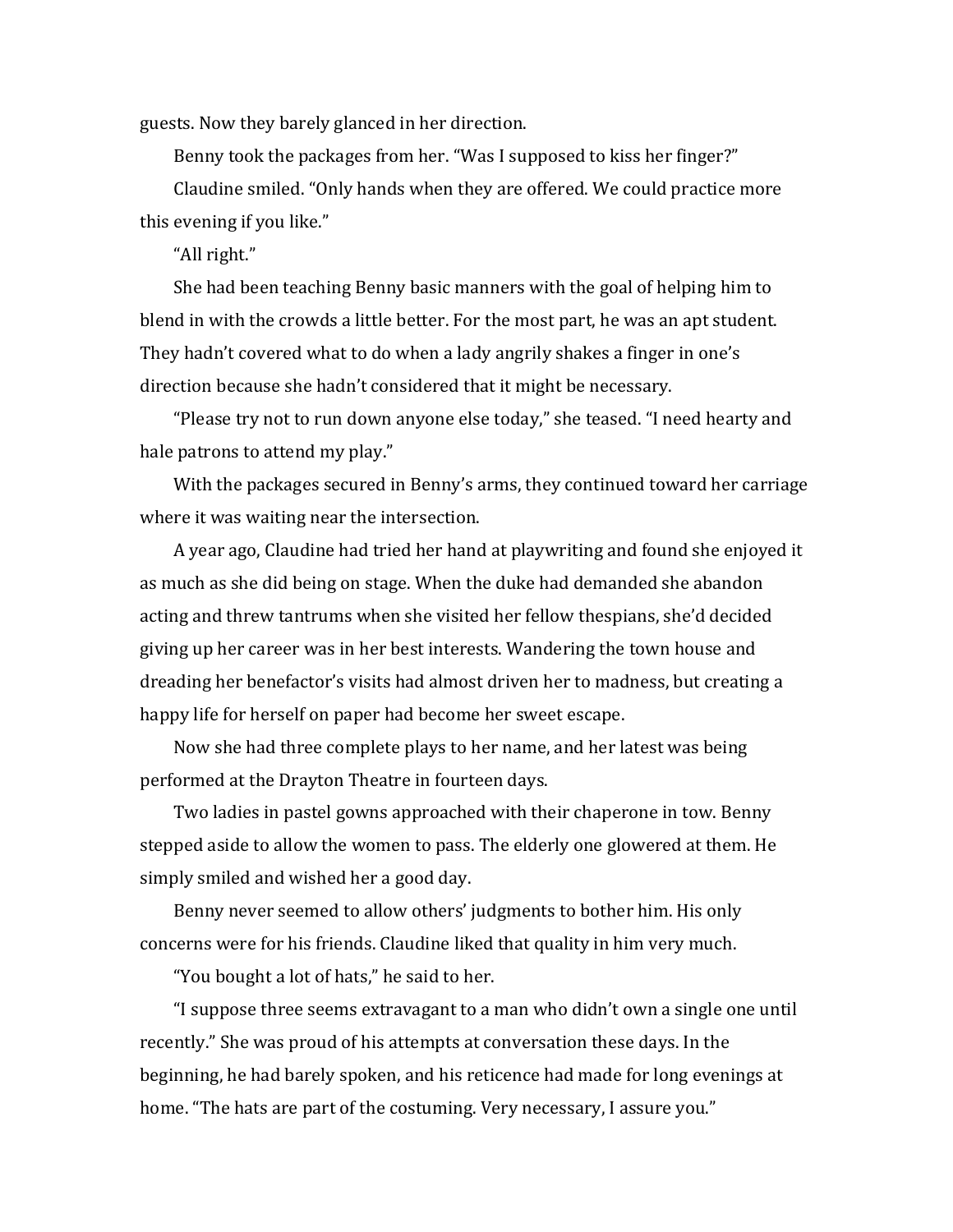guests. Now they barely glanced in her direction.

Benny took the packages from her. “Was I supposed to kiss her finger?”

Claudine smiled. “Only hands when they are offered. We could practice more this evening if you like.”

“All right.”

She had been teaching Benny basic manners with the goal of helping him to blend in with the crowds a little better. For the most part, he was an apt student. They hadn’t covered what to do when a lady angrily shakes a finger in one’s direction because she hadn’t considered that it might be necessary.

“Please try not to run down anyone else today,” she teased. “I need hearty and hale patrons to attend my play.”

With the packages secured in Benny’s arms, they continued toward her carriage where it was waiting near the intersection.

A year ago, Claudine had tried her hand at playwriting and found she enjoyed it as much as she did being on stage. When the duke had demanded she abandon acting and threw tantrums when she visited her fellow thespians, she’d decided giving up her career was in her best interests. Wandering the town house and dreading her benefactor’s visits had almost driven her to madness, but creating a happy life for herself on paper had become her sweet escape.

Now she had three complete plays to her name, and her latest was being performed at the Drayton Theatre in fourteen days.

Two ladies in pastel gowns approached with their chaperone in tow. Benny stepped aside to allow the women to pass. The elderly one glowered at them. He simply smiled and wished her a good day.

Benny never seemed to allow others’ judgments to bother him. His only concerns were for his friends. Claudine liked that quality in him very much.

“You bought a lot of hats,” he said to her.

“I suppose three seems extravagant to a man who didn’t own a single one until recently.” She was proud of his attempts at conversation these days. In the beginning, he had barely spoken, and his reticence had made for long evenings at home. “The hats are part of the costuming. Very necessary, I assure you.”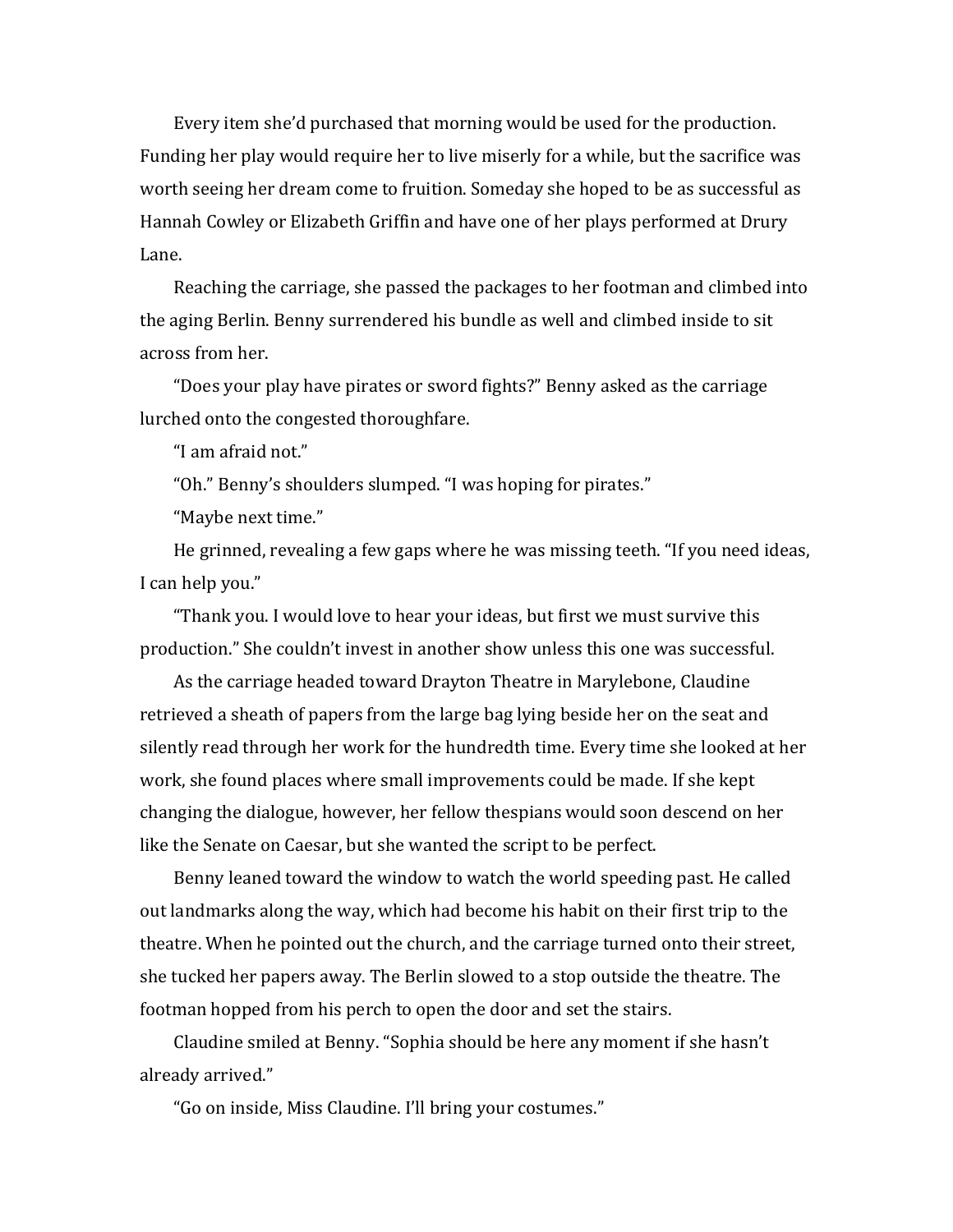Every item she'd purchased that morning would be used for the production. Funding her play would require her to live miserly for a while, but the sacrifice was worth seeing her dream come to fruition. Someday she hoped to be as successful as Hannah Cowley or Elizabeth Griffin and have one of her plays performed at Drury Lane.

Reaching the carriage, she passed the packages to her footman and climbed into the aging Berlin. Benny surrendered his bundle as well and climbed inside to sit across from her.

"Does your play have pirates or sword fights?" Benny asked as the carriage lurched onto the congested thoroughfare.

"I am afraid not."

"Oh." Benny's shoulders slumped. "I was hoping for pirates."

"Maybe next time."

He grinned, revealing a few gaps where he was missing teeth. "If you need ideas, I can help you."

"Thank you. I would love to hear your ideas, but first we must survive this production." She couldn't invest in another show unless this one was successful.

As the carriage headed toward Drayton Theatre in Marylebone, Claudine retrieved a sheath of papers from the large bag lying beside her on the seat and silently read through her work for the hundredth time. Every time she looked at her work, she found places where small improvements could be made. If she kept changing the dialogue, however, her fellow thespians would soon descend on her like the Senate on Caesar, but she wanted the script to be perfect.

Benny leaned toward the window to watch the world speeding past. He called out landmarks along the way, which had become his habit on their first trip to the theatre. When he pointed out the church, and the carriage turned onto their street, she tucked her papers away. The Berlin slowed to a stop outside the theatre. The footman hopped from his perch to open the door and set the stairs.

Claudine smiled at Benny. "Sophia should be here any moment if she hasn't already arrived."

"Go on inside, Miss Claudine. I'll bring your costumes."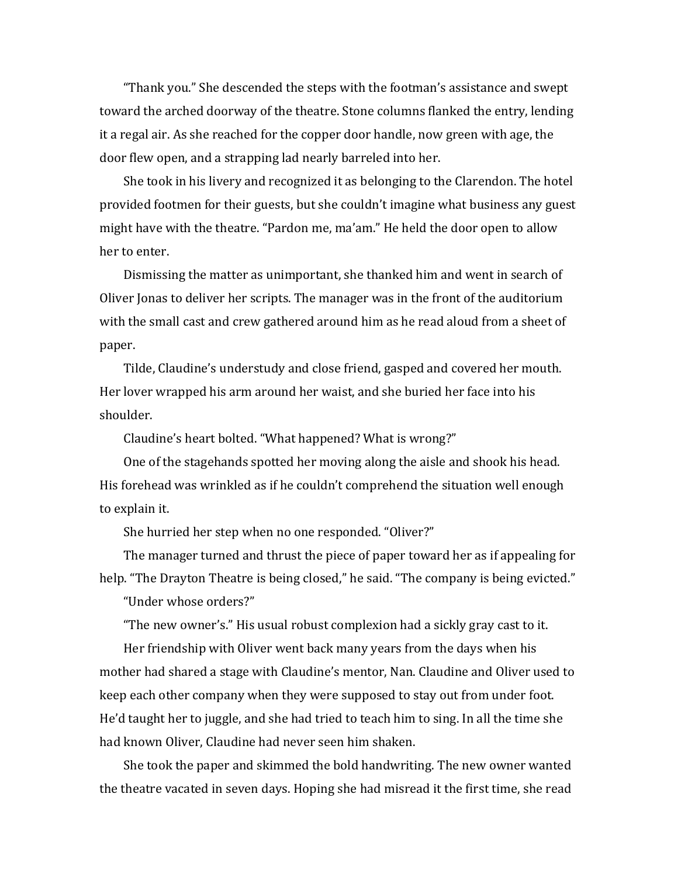"Thank you." She descended the steps with the footman's assistance and swept toward the arched doorway of the theatre. Stone columns flanked the entry, lending it a regal air. As she reached for the copper door handle, now green with age, the door flew open, and a strapping lad nearly barreled into her.

She took in his livery and recognized it as belonging to the Clarendon. The hotel provided footmen for their guests, but she couldn't imagine what business any guest might have with the theatre. "Pardon me, ma'am." He held the door open to allow her to enter.

Dismissing the matter as unimportant, she thanked him and went in search of Oliver Jonas to deliver her scripts. The manager was in the front of the auditorium with the small cast and crew gathered around him as he read aloud from a sheet of paper.

Tilde, Claudine's understudy and close friend, gasped and covered her mouth. Her lover wrapped his arm around her waist, and she buried her face into his shoulder.

Claudine's heart bolted. "What happened? What is wrong?"

One of the stagehands spotted her moving along the aisle and shook his head. His forehead was wrinkled as if he couldn't comprehend the situation well enough to explain it.

She hurried her step when no one responded. "Oliver?"

The manager turned and thrust the piece of paper toward her as if appealing for help. "The Drayton Theatre is being closed," he said. "The company is being evicted."

"Under whose orders?"

"The new owner's." His usual robust complexion had a sickly gray cast to it.

Her friendship with Oliver went back many years from the days when his mother had shared a stage with Claudine's mentor, Nan. Claudine and Oliver used to keep each other company when they were supposed to stay out from under foot. He'd taught her to juggle, and she had tried to teach him to sing. In all the time she had known Oliver, Claudine had never seen him shaken.

She took the paper and skimmed the bold handwriting. The new owner wanted the theatre vacated in seven days. Hoping she had misread it the first time, she read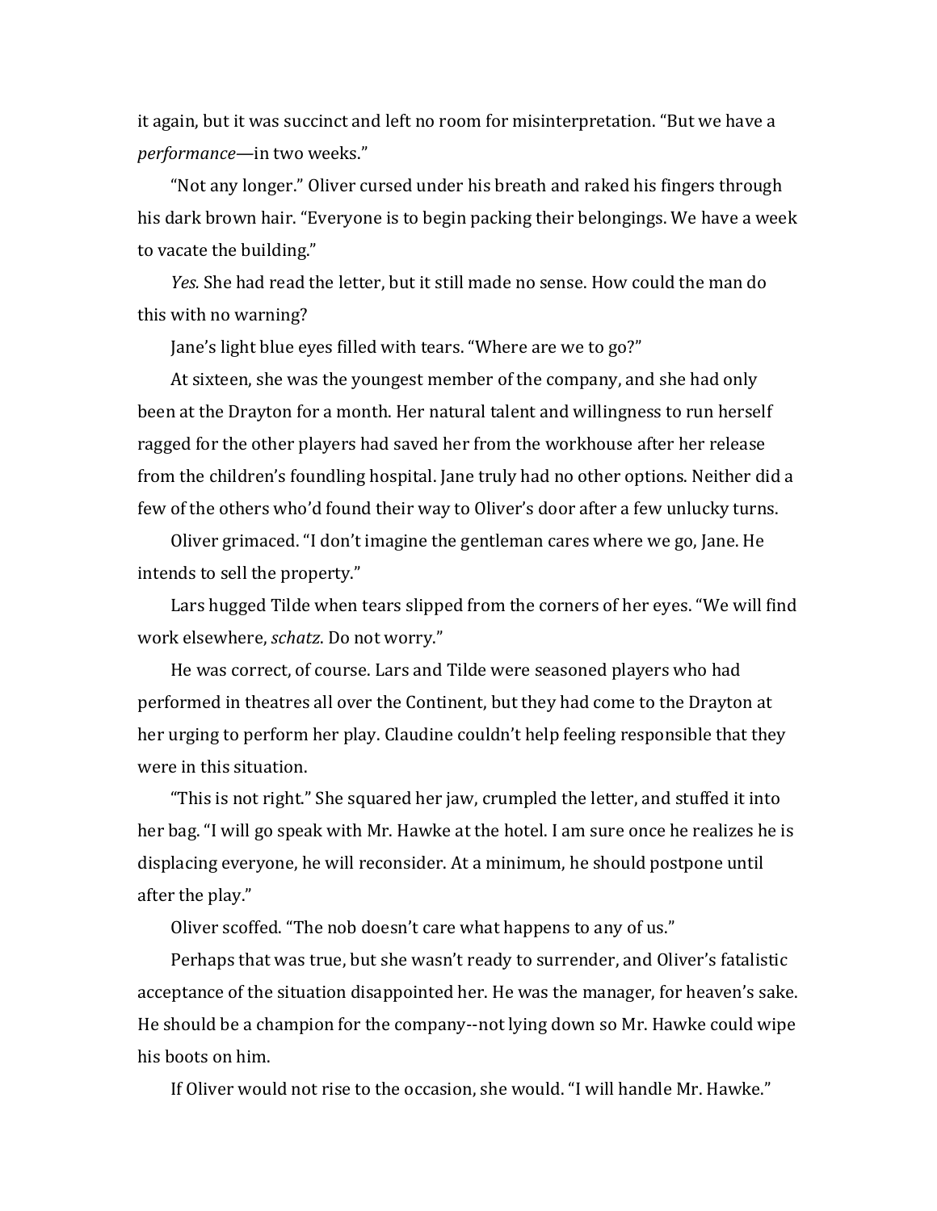it again, but it was succinct and left no room for misinterpretation. "But we have a *performance*—in two weeks."

"Not any longer." Oliver cursed under his breath and raked his fingers through his dark brown hair. "Everyone is to begin packing their belongings. We have a week to vacate the building."

*Yes.* She had read the letter, but it still made no sense. How could the man do this with no warning?

Jane's light blue eyes filled with tears. "Where are we to go?"

At sixteen, she was the youngest member of the company, and she had only been at the Drayton for a month. Her natural talent and willingness to run herself ragged for the other players had saved her from the workhouse after her release from the children's foundling hospital. Jane truly had no other options. Neither did a few of the others who'd found their way to Oliver's door after a few unlucky turns.

Oliver grimaced. "I don't imagine the gentleman cares where we go, Jane. He intends to sell the property."

Lars hugged Tilde when tears slipped from the corners of her eyes. "We will find work elsewhere, *schatz*. Do not worry."

He was correct, of course. Lars and Tilde were seasoned players who had performed in theatres all over the Continent, but they had come to the Drayton at her urging to perform her play. Claudine couldn't help feeling responsible that they were in this situation.

"This is not right." She squared her jaw, crumpled the letter, and stuffed it into her bag. "I will go speak with Mr. Hawke at the hotel. I am sure once he realizes he is displacing everyone, he will reconsider. At a minimum, he should postpone until after the play."

Oliver scoffed. "The nob doesn't care what happens to any of us."

Perhaps that was true, but she wasn't ready to surrender, and Oliver's fatalistic acceptance of the situation disappointed her. He was the manager, for heaven's sake. He should be a champion for the company--not lying down so Mr. Hawke could wipe his boots on him.

If Oliver would not rise to the occasion, she would. "I will handle Mr. Hawke."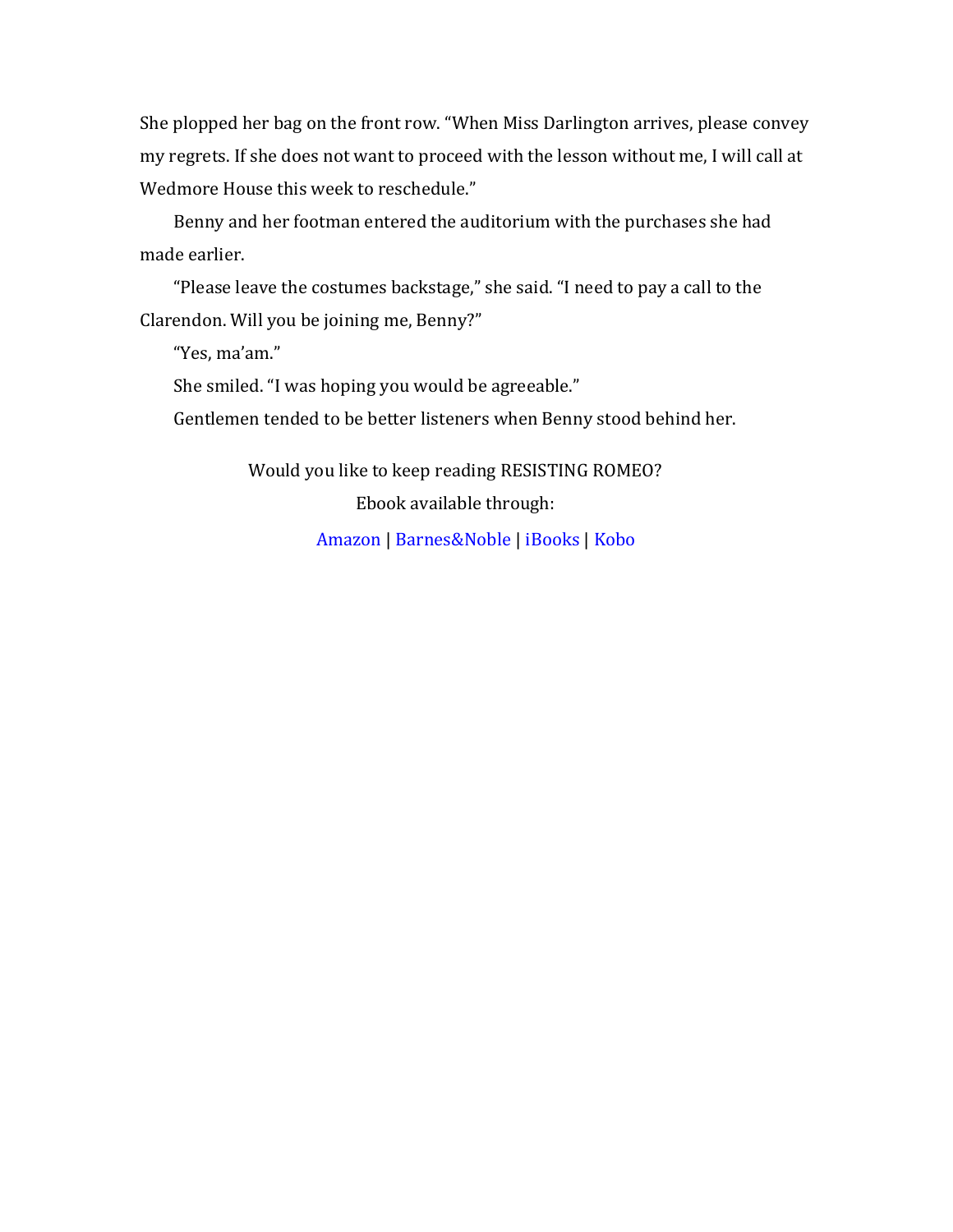She plopped her bag on the front row. "When Miss Darlington arrives, please convey my regrets. If she does not want to proceed with the lesson without me, I will call at Wedmore House this week to reschedule."

Benny and her footman entered the auditorium with the purchases she had made earlier.

"Please leave the costumes backstage," she said. "I need to pay a call to the Clarendon. Will you be joining me, Benny?"

"Yes, ma'am."

She smiled. "I was hoping you would be agreeable."

Gentlemen tended to be better listeners when Benny stood behind her.

Would you like to keep reading RESISTING ROMEO?

Ebook available through:

Amazon | Barnes&Noble | iBooks | Kobo